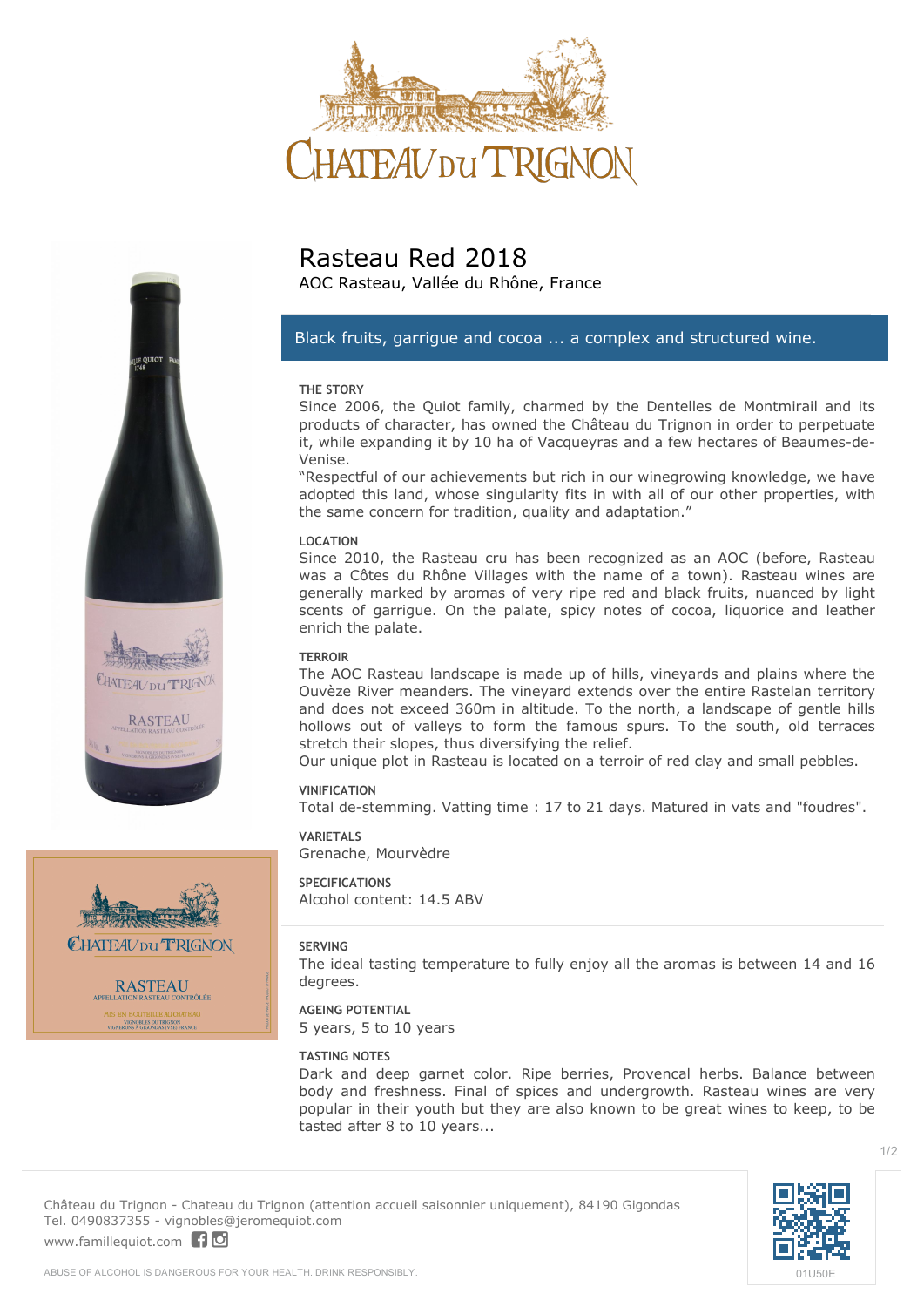# Rasteau Red 2018

AOC Rasteau, Vallée du Rhône, France

**Black fruits, garrigue and cocoa ... a complex and structured wine.**

### THE STORY

Since 2006, the Quiot family, charmed by the Dentelles de Montmirail and its products of character, has owned the Château du Trignon in order to perpetuate it, while expanding it by 10 ha of Vacqueyras and a few hectares of Beaumes-de-Venise.

"Respectful of our achievements but rich in our winegrowing knowledge, we have adopted this land, whose singularity fits in with all of our other properties, with the same concern for tradition, quality and adaptation."

### LOCATION

Since 2010, the Rasteau cru has been recognized as an AOC (before, Rasteau was a Côtes du Rhône Villages with the name of a town). Rasteau wines are generally marked by aromas of very ripe red and black fruits, nuanced by light scents of garrigue. On the palate, spicy notes of cocoa, liquorice and leather enrich the palate.

### TERROIR

The AOC Rasteau landscape is made up of hills, vineyards and plains where the Ouvèze River meanders. The vineyard extends over the entire Rastelan territory and does not exceed 360m in altitude. To the north, a landscape of gentle hills hollows out of valleys to form the famous spurs. To the south, old terraces stretch their slopes, thus diversifying the relief.

Our unique plot in Rasteau is located on a terroir of red clay and small pebbles.

### VINIFICATION

Total de-stemming. Vatting time : 17 to 21 days. Matured in vats and "foudres".

### VARIETALS

Grenache, Mourvèdre

### SPECIFICATIONS

Alcohol content: 14.5 ABV

### SERVING

The ideal tasting temperature to fully enjoy all the aromas is between 14 and 16 degrees.

### AGEING POTENTIAL

5 years, 5 to 10 years

### TASTING NOTES

Dark and deep garnet color. Ripe berries, Provencal herbs. Balance between body and freshness. Final of spices and undergrowth. Rasteau wines are very popular in their youth but they are also known to be great wines to keep, to be tasted after 8 to 10 years...

Château du Trignon - Chateau du Trignon (attention accueil saisonnier uniquement), 84190 Gigondas
Tel. 0490837355 - vignobles@jeromequiot.com
www.famillequiot.com

01U50E

ABUSE OF ALCOHOL IS DANGEROUS FOR YOUR HEALTH. DRINK RESPONSIBLY.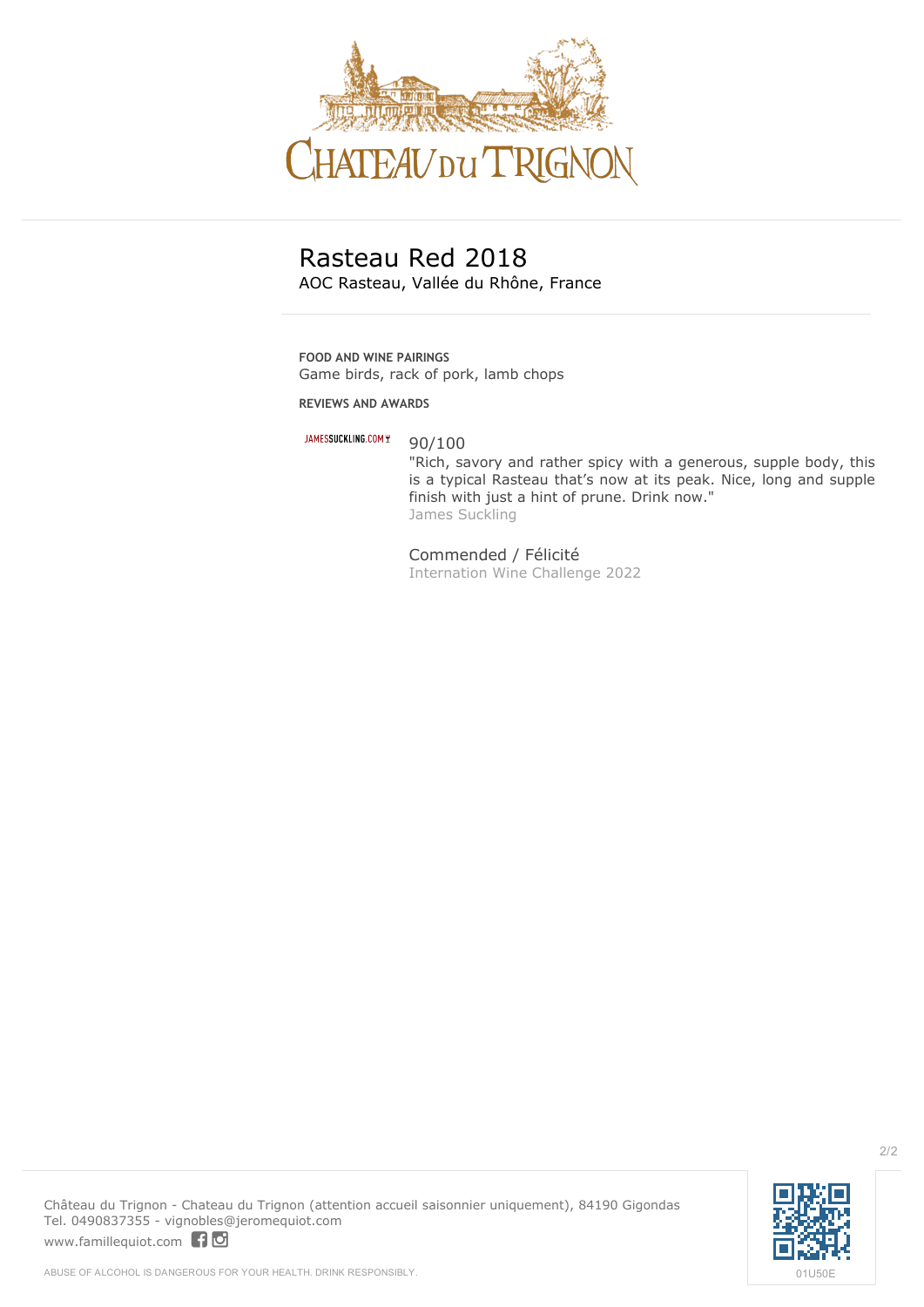# CHATEAU DU TRIGNON

## Rasteau Red 2018

AOC Rasteau, Vallée du Rhône, France

**FOOD AND WINE PAIRINGS**

Game birds, rack of pork, lamb chops

**REVIEWS AND AWARDS**

JAMESSUCKLING.COM

90/100

"Rich, savory and rather spicy with a generous, supple body, this is a typical Rasteau that's now at its peak. Nice, long and supple finish with just a hint of prune. Drink now."

James Suckling

Commended / Félicité

Internation Wine Challenge 2022

Château du Trignon - Chateau du Trignon (attention accueil saisonnier uniquement), 84190 Gigondas
Tel. 0490837355 - vignobles@jeromequiot.com
www.famillequiot.com

01U50E

ABUSE OF ALCOHOL IS DANGEROUS FOR YOUR HEALTH. DRINK RESPONSIBLY.